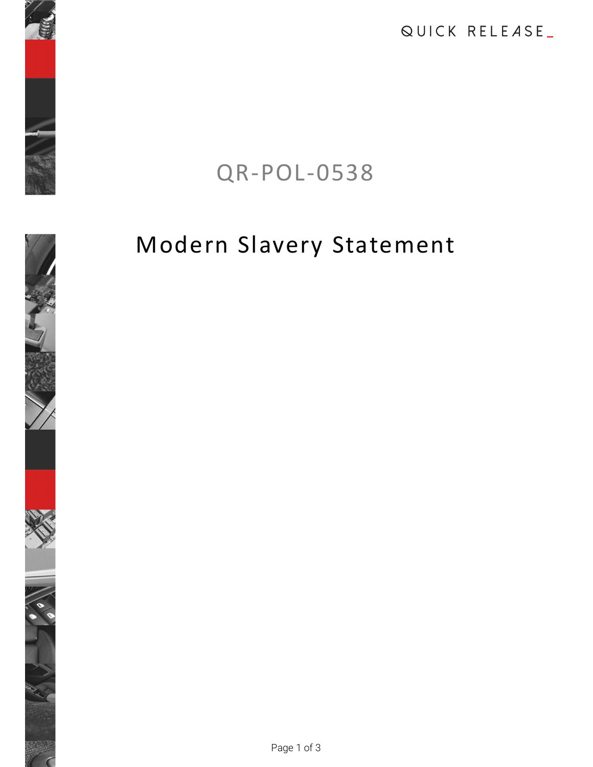QUICK RELEASE_

QR-POL-0538

# Modern Slavery Statement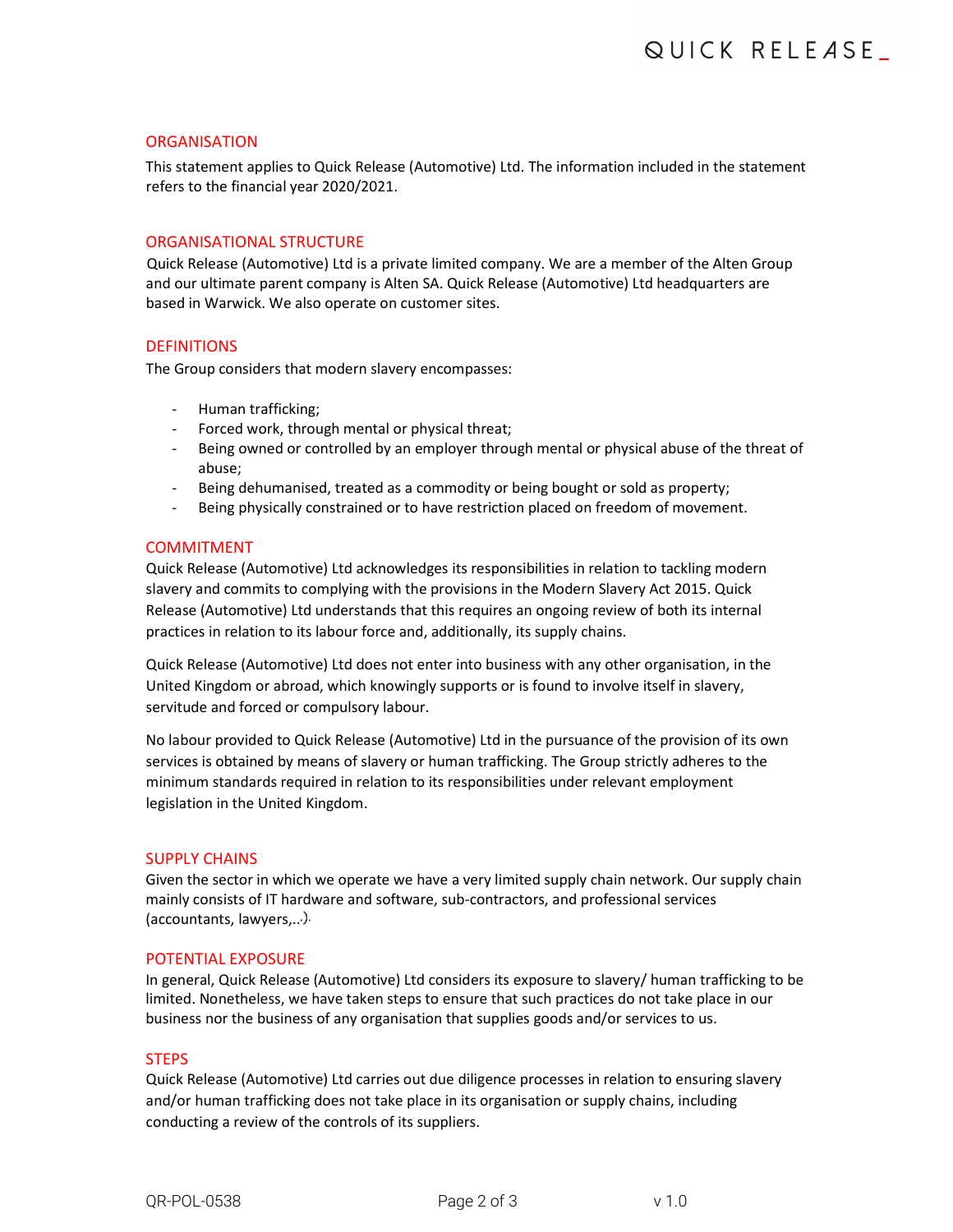## ORGANISATION

This statement applies to Quick Release (Automotive) Ltd. The information included in the statement refers to the financial year 2020/2021.

## ORGANISATIONAL STRUCTURE

Quick Release (Automotive) Ltd is a private limited company. We are a member of the Alten Group and our ultimate parent company is Alten SA. Quick Release (Automotive) Ltd headquarters are based in Warwick. We also operate on customer sites.

## DEFINITIONS

The Group considers that modern slavery encompasses:

- Human trafficking;
- Forced work, through mental or physical threat;
- Being owned or controlled by an employer through mental or physical abuse of the threat of abuse;
- Being dehumanised, treated as a commodity or being bought or sold as property;
- Being physically constrained or to have restriction placed on freedom of movement.

## COMMITMENT

Quick Release (Automotive) Ltd acknowledges its responsibilities in relation to tackling modern slavery and commits to complying with the provisions in the Modern Slavery Act 2015. Quick Release (Automotive) Ltd understands that this requires an ongoing review of both its internal practices in relation to its labour force and, additionally, its supply chains.

Quick Release (Automotive) Ltd does not enter into business with any other organisation, in the United Kingdom or abroad, which knowingly supports or is found to involve itself in slavery, servitude and forced or compulsory labour.

No labour provided to Quick Release (Automotive) Ltd in the pursuance of the provision of its own services is obtained by means of slavery or human trafficking. The Group strictly adheres to the minimum standards required in relation to its responsibilities under relevant employment legislation in the United Kingdom.

## SUPPLY CHAINS

Given the sector in which we operate we have a very limited supply chain network. Our supply chain mainly consists of IT hardware and software, sub-contractors, and professional services (accountants, lawyers,...).

## POTENTIAL EXPOSURE

In general, Quick Release (Automotive) Ltd considers its exposure to slavery/ human trafficking to be limited. Nonetheless, we have taken steps to ensure that such practices do not take place in our business nor the business of any organisation that supplies goods and/or services to us.

## STEPS

Quick Release (Automotive) Ltd carries out due diligence processes in relation to ensuring slavery and/or human trafficking does not take place in its organisation or supply chains, including conducting a review of the controls of its suppliers.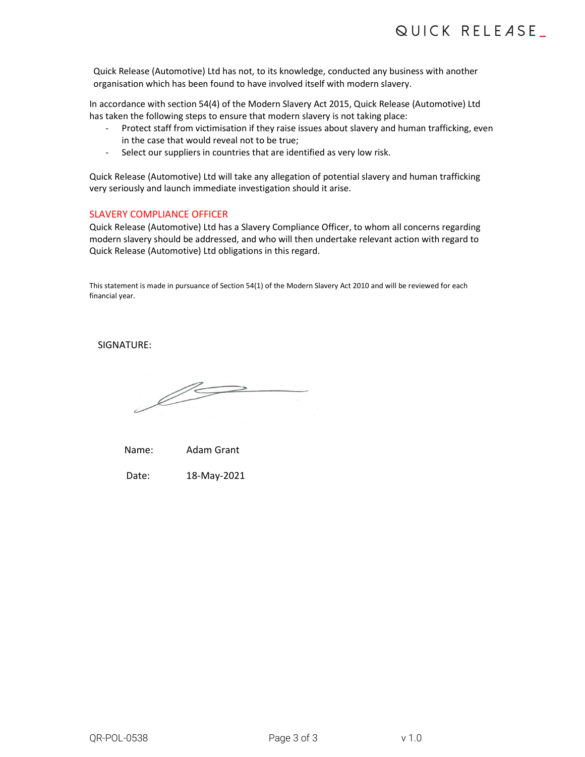Quick Release (Automotive) Ltd has not, to its knowledge, conducted any business with another organisation which has been found to have involved itself with modern slavery.

In accordance with section 54(4) of the Modern Slavery Act 2015, Quick Release (Automotive) Ltd has taken the following steps to ensure that modern slavery is not taking place:

- Protect staff from victimisation if they raise issues about slavery and human trafficking, even in the case that would reveal not to be true;
- Select our suppliers in countries that are identified as very low risk.

Quick Release (Automotive) Ltd will take any allegation of potential slavery and human trafficking very seriously and launch immediate investigation should it arise.

## SLAVERY COMPLIANCE OFFICER

Quick Release (Automotive) Ltd has a Slavery Compliance Officer, to whom all concerns regarding modern slavery should be addressed, and who will then undertake relevant action with regard to Quick Release (Automotive) Ltd obligations in this regard.

This statement is made in pursuance of Section 54(1) of the Modern Slavery Act 2010 and will be reviewed for each financial year.

SIGNATURE:

Name: Adam Grant

Date: 18-May-2021

QR-POL-0538 v 1.0